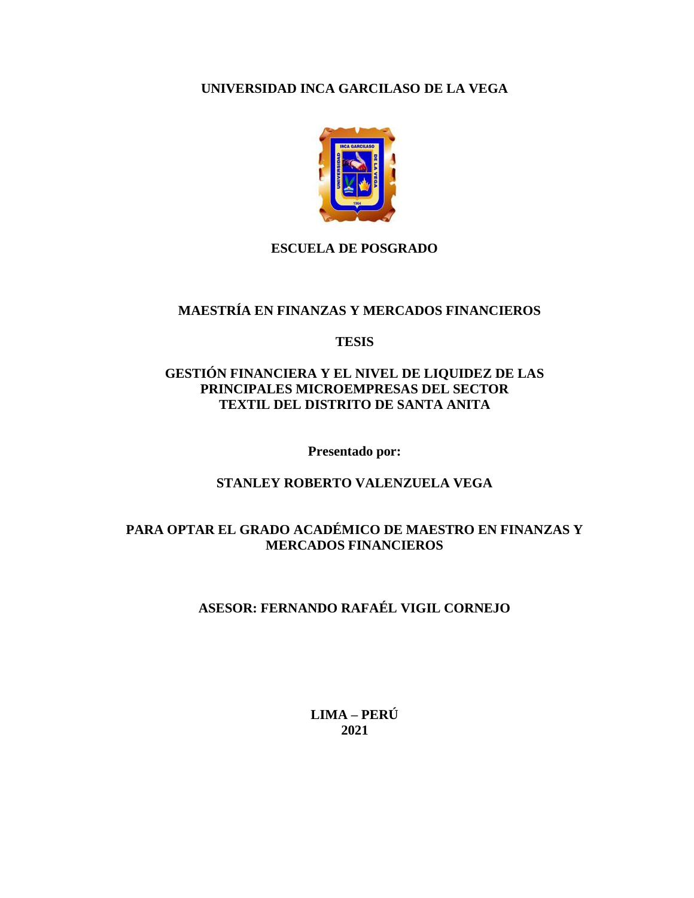**UNIVERSIDAD INCA GARCILASO DE LA VEGA**

**ESCUELA DE POSGRADO**

**MAESTRÍA EN FINANZAS Y MERCADOS FINANCIEROS**

**TESIS**

# GESTIÓN FINANCIERA Y EL NIVEL DE LIQUIDEZ DE LAS PRINCIPALES MICROEMPRESAS DEL SECTOR TEXTIL DEL DISTRITO DE SANTA ANITA

**Presentado por:**

**STANLEY ROBERTO VALENZUELA VEGA**

**PARA OPTAR EL GRADO ACADÉMICO DE MAESTRO EN FINANZAS Y MERCADOS FINANCIEROS**

**ASESOR: FERNANDO RAFAÉL VIGIL CORNEJO**

**LIMA – PERÚ**
**2021**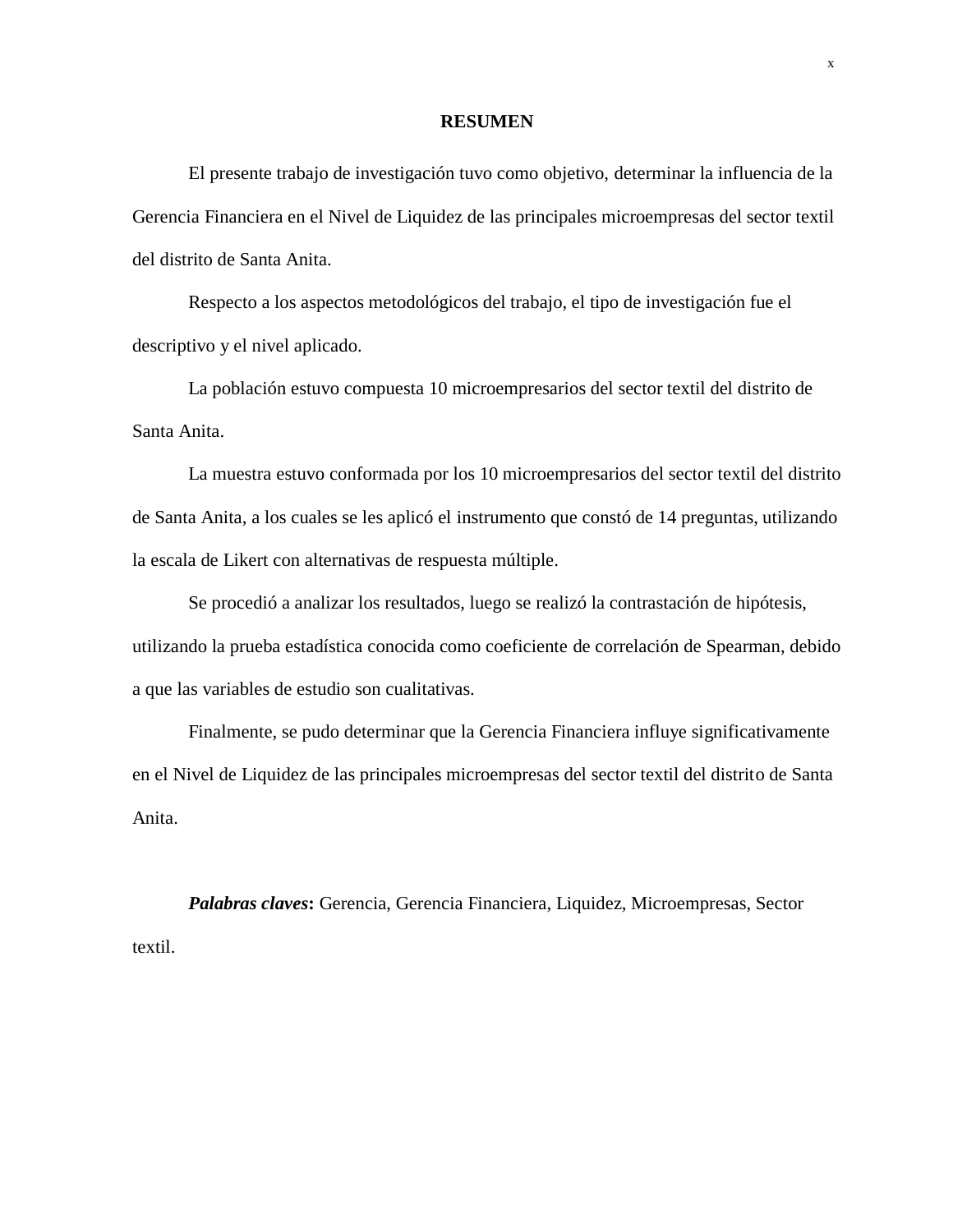## RESUMEN

El presente trabajo de investigación tuvo como objetivo, determinar la influencia de la Gerencia Financiera en el Nivel de Liquidez de las principales microempresas del sector textil del distrito de Santa Anita.

Respecto a los aspectos metodológicos del trabajo, el tipo de investigación fue el descriptivo y el nivel aplicado.

La población estuvo compuesta 10 microempresarios del sector textil del distrito de Santa Anita.

La muestra estuvo conformada por los 10 microempresarios del sector textil del distrito de Santa Anita, a los cuales se les aplicó el instrumento que constó de 14 preguntas, utilizando la escala de Likert con alternativas de respuesta múltiple.

Se procedió a analizar los resultados, luego se realizó la contrastación de hipótesis, utilizando la prueba estadística conocida como coeficiente de correlación de Spearman, debido a que las variables de estudio son cualitativas.

Finalmente, se pudo determinar que la Gerencia Financiera influye significativamente en el Nivel de Liquidez de las principales microempresas del sector textil del distrito de Santa Anita.

***Palabras claves*:** Gerencia, Gerencia Financiera, Liquidez, Microempresas, Sector textil.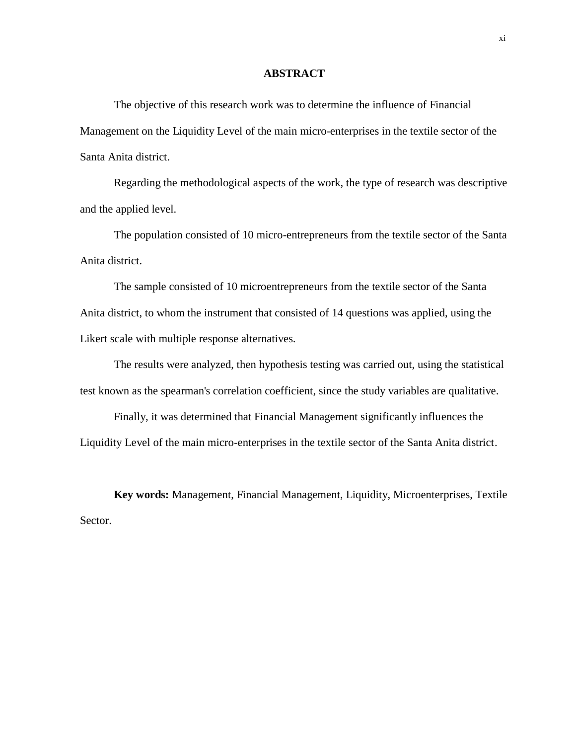# ABSTRACT

The objective of this research work was to determine the influence of Financial Management on the Liquidity Level of the main micro-enterprises in the textile sector of the Santa Anita district.

Regarding the methodological aspects of the work, the type of research was descriptive and the applied level.

The population consisted of 10 micro-entrepreneurs from the textile sector of the Santa Anita district.

The sample consisted of 10 microentrepreneurs from the textile sector of the Santa Anita district, to whom the instrument that consisted of 14 questions was applied, using the Likert scale with multiple response alternatives.

The results were analyzed, then hypothesis testing was carried out, using the statistical test known as the spearman's correlation coefficient, since the study variables are qualitative.

Finally, it was determined that Financial Management significantly influences the Liquidity Level of the main micro-enterprises in the textile sector of the Santa Anita district.

**Key words:** Management, Financial Management, Liquidity, Microenterprises, Textile Sector.